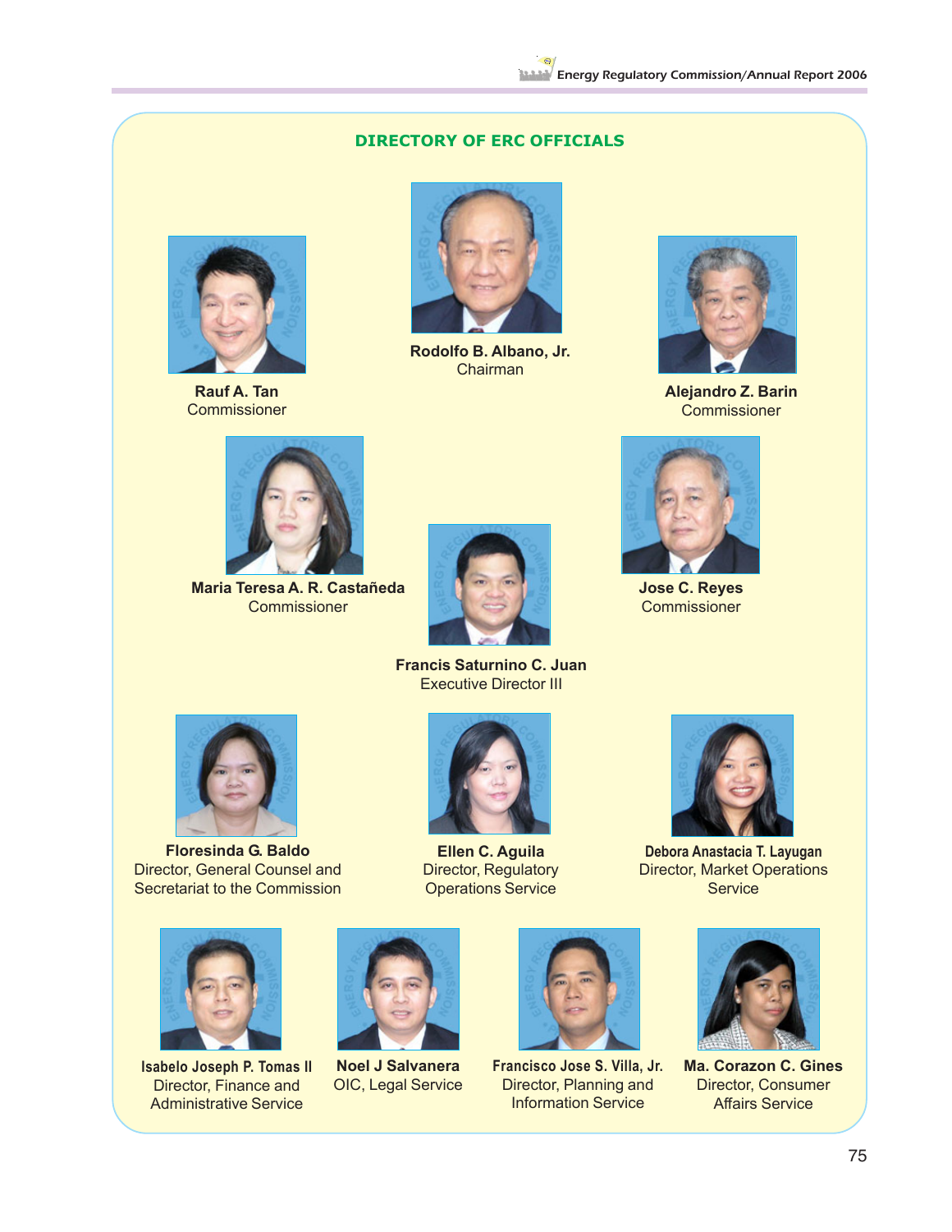## DIRECTORY OF ERC OFFICIALS

**Rauf A. Tan**
Commissioner

**Rodolfo B. Albano, Jr.**
Chairman

**Alejandro Z. Barin**
Commissioner

**Maria Teresa A. R. Castañeda**
Commissioner

**Francis Saturnino C. Juan**
Executive Director III

**Jose C. Reyes**
Commissioner

**Floresinda G. Baldo**
Director, General Counsel and Secretariat to the Commission

**Ellen C. Aguila**
Director, Regulatory Operations Service

**Debora Anastacia T. Layugan**
Director, Market Operations Service

**Isabelo Joseph P. Tomas II**
Director, Finance and Administrative Service

**Noel J Salvanera**
OIC, Legal Service

**Francisco Jose S. Villa, Jr.**
Director, Planning and Information Service

**Ma. Corazon C. Gines**
Director, Consumer Affairs Service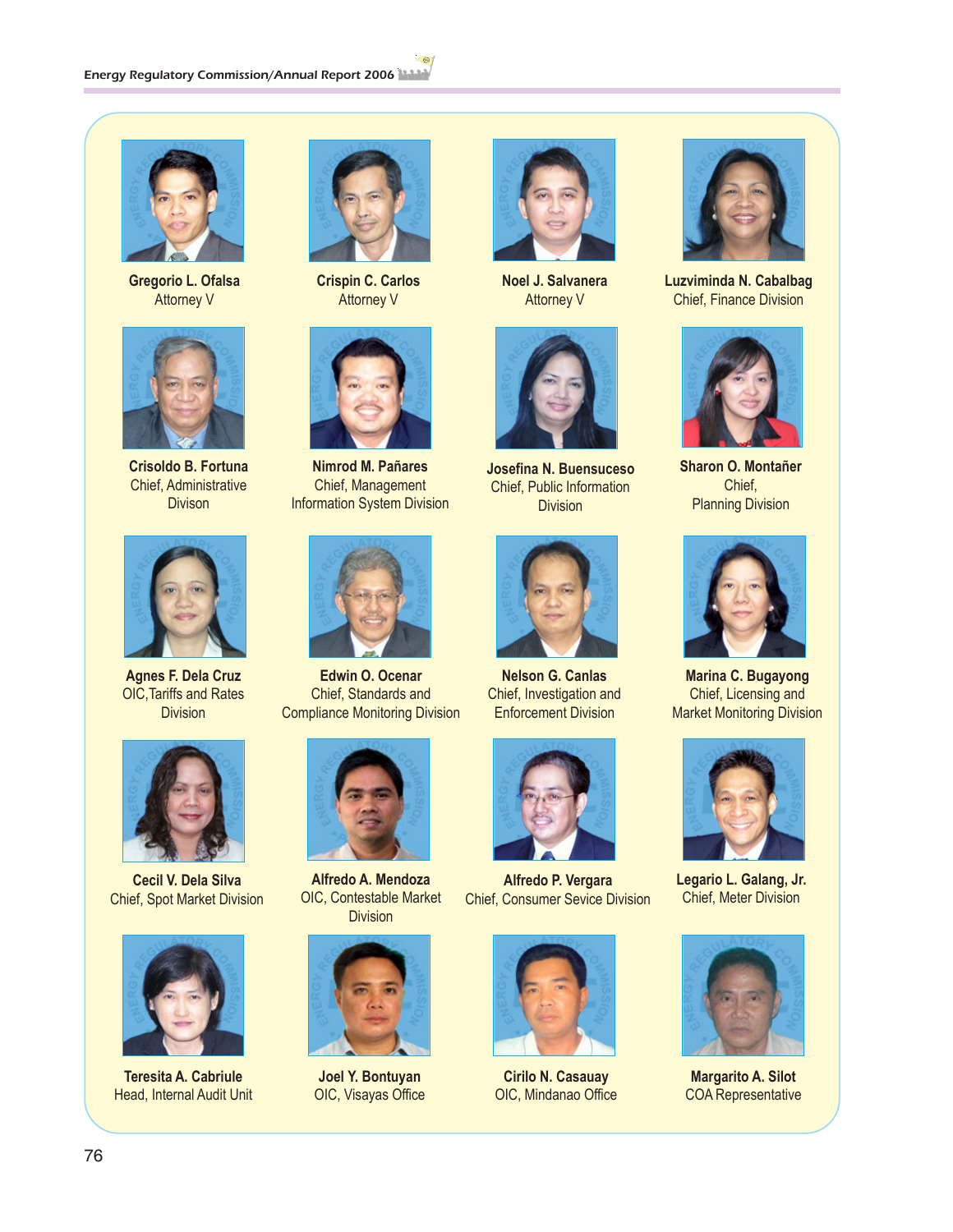**Gregorio L. Ofalsa**
Attorney V

**Crispin C. Carlos**
Attorney V

**Noel J. Salvanera**
Attorney V

**Luzviminda N. Cabalbag**
Chief, Finance Division

**Crisoldo B. Fortuna**
Chief, Administrative Divison

**Nimrod M. Pañares**
Chief, Management Information System Division

**Josefina N. Buensuceso**
Chief, Public Information Division

**Sharon O. Montañer**
Chief, Planning Division

**Agnes F. Dela Cruz**
OIC,Tariffs and Rates Division

**Edwin O. Ocenar**
Chief, Standards and Compliance Monitoring Division

**Nelson G. Canlas**
Chief, Investigation and Enforcement Division

**Marina C. Bugayong**
Chief, Licensing and Market Monitoring Division

**Cecil V. Dela Silva**
Chief, Spot Market Division

**Alfredo A. Mendoza**
OIC, Contestable Market Division

**Alfredo P. Vergara**
Chief, Consumer Sevice Division

**Legario L. Galang, Jr.**
Chief, Meter Division

**Teresita A. Cabriule**
Head, Internal Audit Unit

**Joel Y. Bontuyan**
OIC, Visayas Office

**Cirilo N. Casauay**
OIC, Mindanao Office

**Margarito A. Silot**
COA Representative